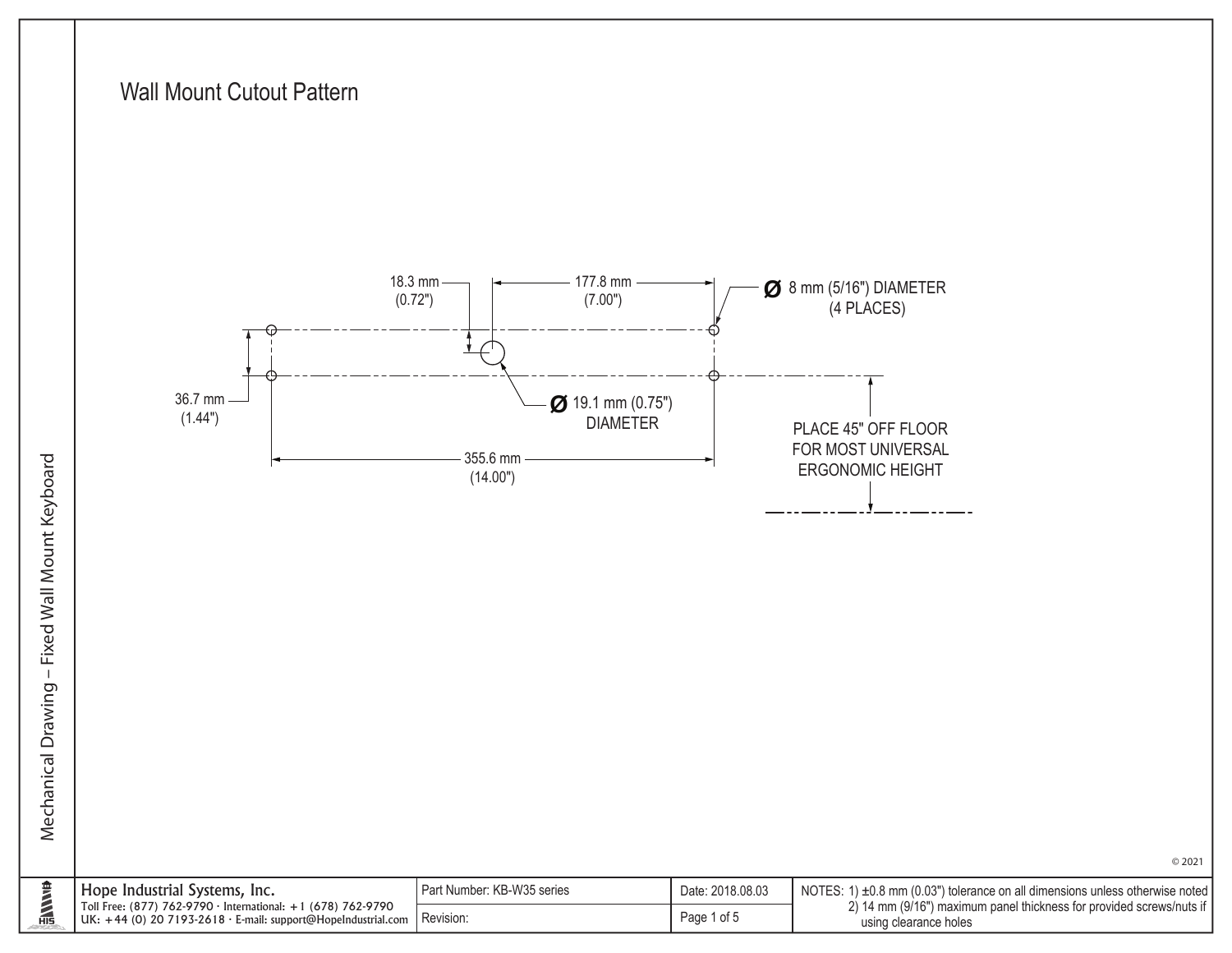# Wall Mount Cutout Pattern

18.3 mm
(0.72")

177.8 mm
(7.00")

Ø 8 mm (5/16") DIAMETER
(4 PLACES)

36.7 mm
(1.44")

Ø 19.1 mm (0.75")
DIAMETER

355.6 mm
(14.00")

PLACE 45" OFF FLOOR
FOR MOST UNIVERSAL
ERGONOMIC HEIGHT

Mechanical Drawing – Fixed Wall Mount Keyboard

© 2021

| | | | |
|---|---|---|---|
| **Hope Industrial Systems, Inc.**<br>Toll Free: (877) 762-9790 · International: +1 (678) 762-9790<br>UK: +44 (0) 20 7193-2618 · E-mail: support@HopeIndustrial.com | Part Number: KB-W35 series | Date: 2018.08.03 | NOTES: 1) ±0.8 mm (0.03") tolerance on all dimensions unless otherwise noted<br>2) 14 mm (9/16") maximum panel thickness for provided screws/nuts if using clearance holes |
| | Revision: | | |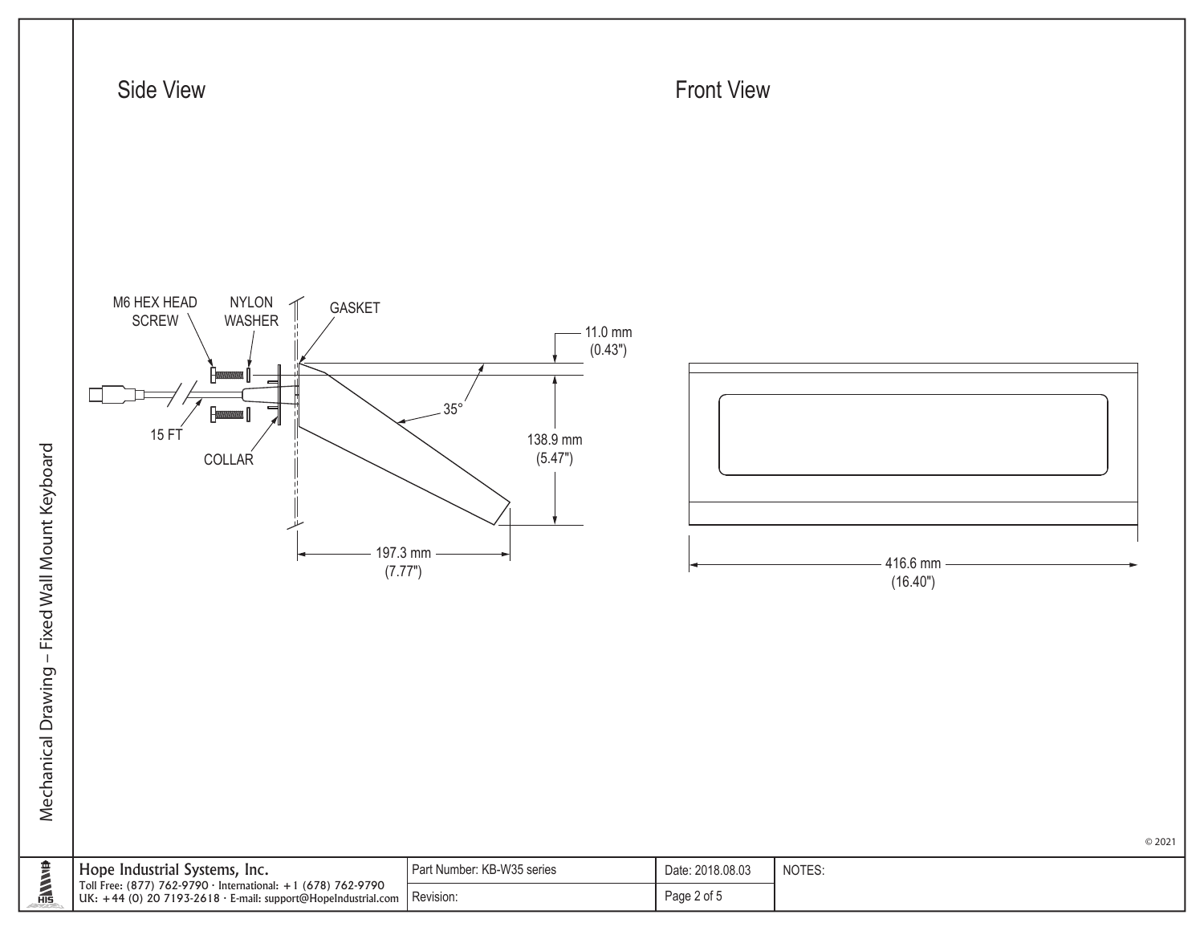# Mechanical Drawing – Fixed Wall Mount Keyboard

## Side View

M6 HEX HEAD SCREW

NYLON WASHER

GASKET

15 FT

COLLAR

35°

11.0 mm (0.43")

138.9 mm (5.47")

197.3 mm (7.77")

## Front View

416.6 mm (16.40")

© 2021

| | | | |
|---|---|---|---|
| **Hope Industrial Systems, Inc.** Toll Free: (877) 762-9790 · International: +1 (678) 762-9790 UK: +44 (0) 20 7193-2618 · E-mail: support@HopeIndustrial.com | Part Number: KB-W35 series | Date: 2018.08.03 | NOTES: |
| | Revision: | | |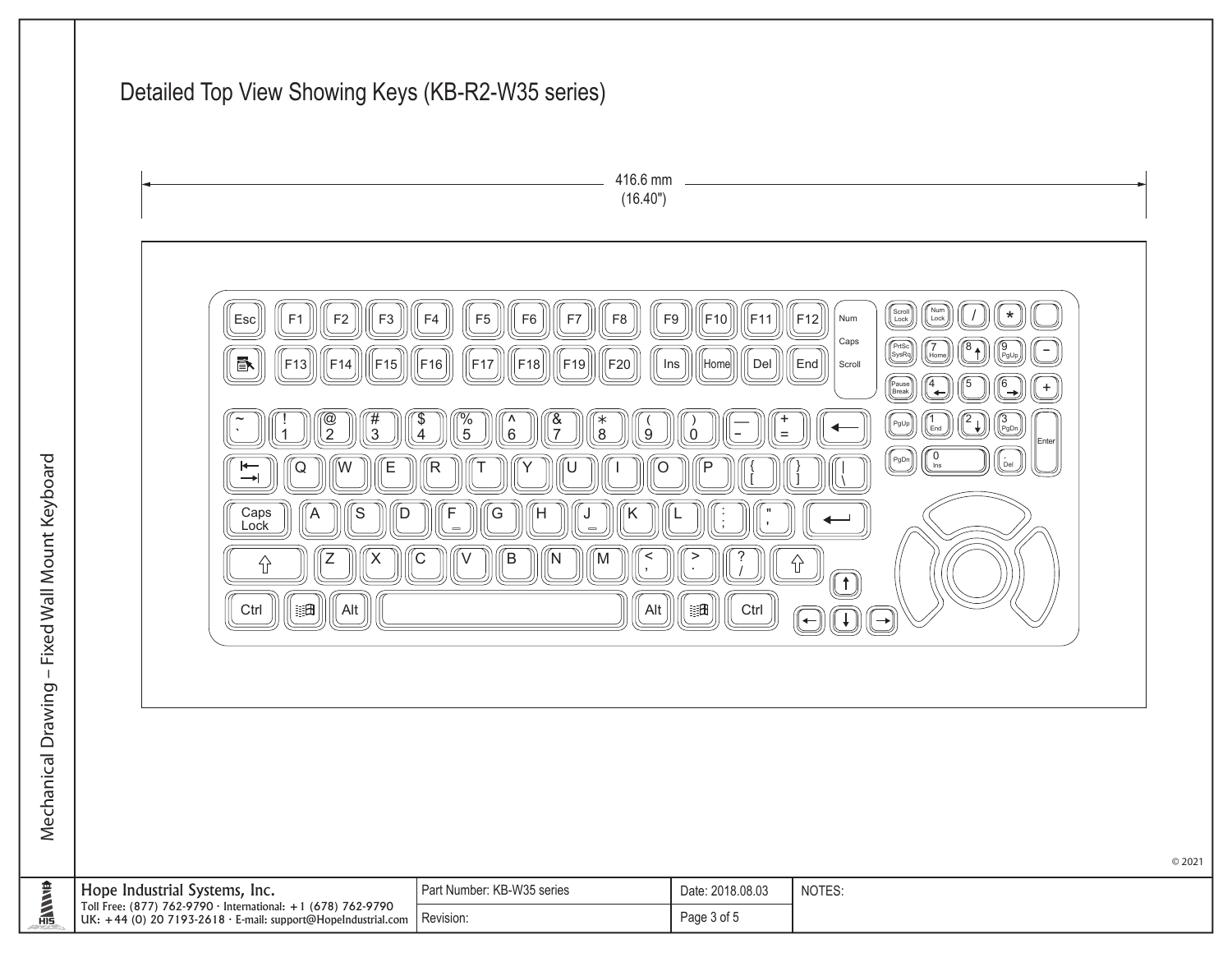# Detailed Top View Showing Keys (KB-R2-W35 series)

416.6 mm
(16.40")

Mechanical Drawing – Fixed Wall Mount Keyboard

© 2021

| | | | |
|---|---|---|---|
| **Hope Industrial Systems, Inc.** Toll Free: (877) 762-9790 · International: +1 (678) 762-9790 UK: +44 (0) 20 7193-2618 · E-mail: support@HopeIndustrial.com | Part Number: KB-W35 series | Date: 2018.08.03 | NOTES: |
| | Revision: | Page 3 of 5 | |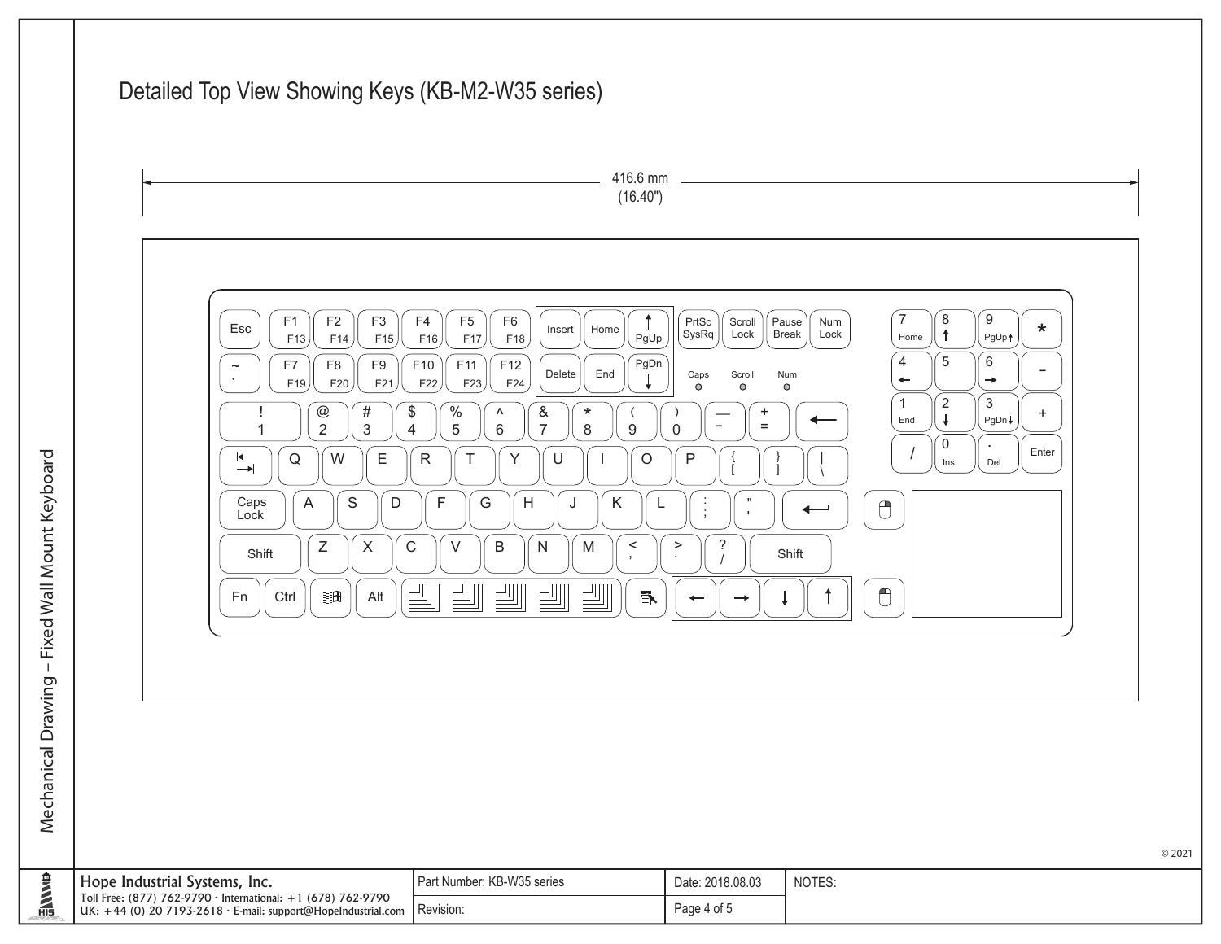# Detailed Top View Showing Keys (KB-M2-W35 series)

416.6 mm
(16.40")

Mechanical Drawing – Fixed Wall Mount Keyboard

© 2021

| | | | |
|---|---|---|---|
| **Hope Industrial Systems, Inc.** Toll Free: (877) 762-9790 · International: +1 (678) 762-9790 UK: +44 (0) 20 7193-2618 · E-mail: support@HopeIndustrial.com | Part Number: KB-W35 series | Date: 2018.08.03 | NOTES: |
| | Revision: | Page 4 of 5 | |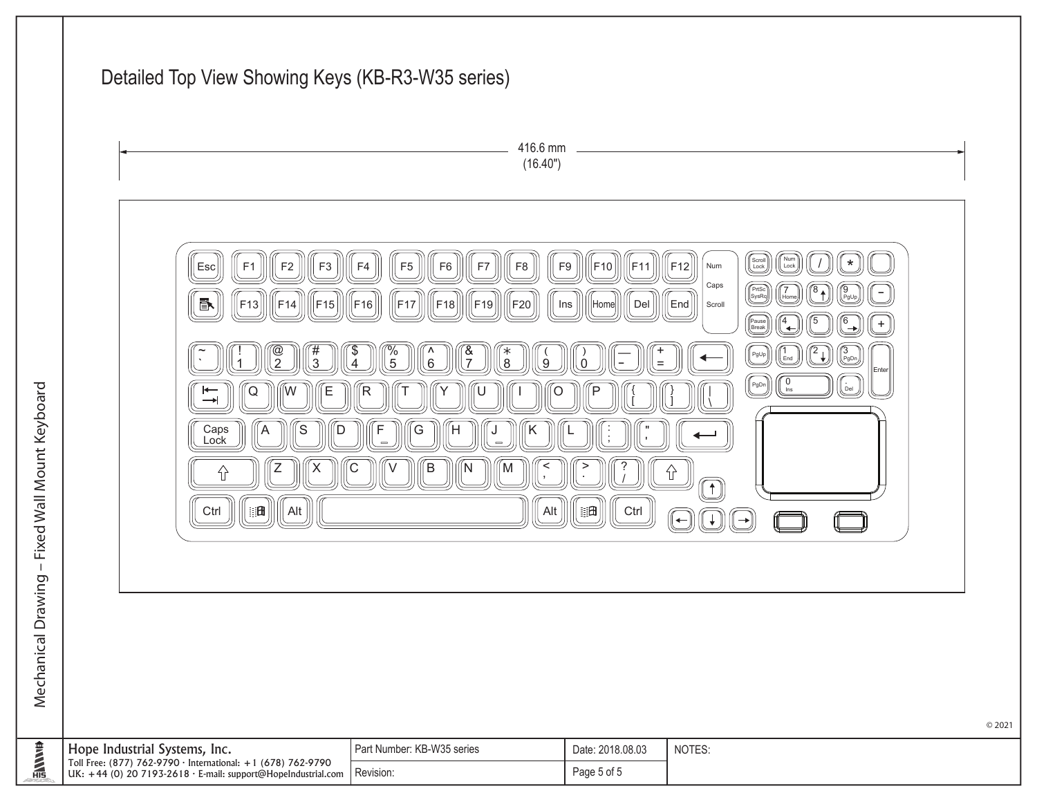# Detailed Top View Showing Keys (KB-R3-W35 series)

416.6 mm
(16.40")

Mechanical Drawing – Fixed Wall Mount Keyboard

© 2021

| | | | |
|---|---|---|---|
| **Hope Industrial Systems, Inc.** Toll Free: (877) 762-9790 · International: +1 (678) 762-9790 UK: +44 (0) 20 7193-2618 · E-mail: support@HopeIndustrial.com | Part Number: KB-W35 series | Date: 2018.08.03 | NOTES: |
| | Revision: | Page 5 of 5 | |